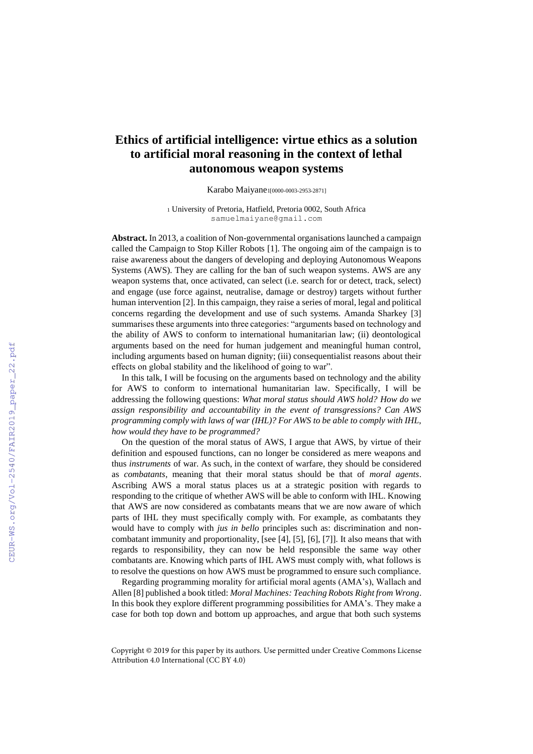# Ethics of artificial intelligence: virtue ethics as a solution to artificial moral reasoning in the context of lethal autonomous weapon systems

Karabo Maiyane[1][0000-0003-2953-2871]

[1] University of Pretoria, Hatfield, Pretoria 0002, South Africa
samuelmaiyane@gmail.com

**Abstract.** In 2013, a coalition of Non-governmental organisations launched a campaign called the Campaign to Stop Killer Robots [1]. The ongoing aim of the campaign is to raise awareness about the dangers of developing and deploying Autonomous Weapons Systems (AWS). They are calling for the ban of such weapon systems. AWS are any weapon systems that, once activated, can select (i.e. search for or detect, track, select) and engage (use force against, neutralise, damage or destroy) targets without further human intervention [2]. In this campaign, they raise a series of moral, legal and political concerns regarding the development and use of such systems. Amanda Sharkey [3] summarises these arguments into three categories: "arguments based on technology and the ability of AWS to conform to international humanitarian law; (ii) deontological arguments based on the need for human judgement and meaningful human control, including arguments based on human dignity; (iii) consequentialist reasons about their effects on global stability and the likelihood of going to war".

In this talk, I will be focusing on the arguments based on technology and the ability for AWS to conform to international humanitarian law. Specifically, I will be addressing the following questions: *What moral status should AWS hold? How do we assign responsibility and accountability in the event of transgressions? Can AWS programming comply with laws of war (IHL)? For AWS to be able to comply with IHL, how would they have to be programmed?*

On the question of the moral status of AWS, I argue that AWS, by virtue of their definition and espoused functions, can no longer be considered as mere weapons and thus *instruments* of war. As such, in the context of warfare, they should be considered as *combatants*, meaning that their moral status should be that of *moral agents*. Ascribing AWS a moral status places us at a strategic position with regards to responding to the critique of whether AWS will be able to conform with IHL. Knowing that AWS are now considered as combatants means that we are now aware of which parts of IHL they must specifically comply with. For example, as combatants they would have to comply with *jus in bello* principles such as: discrimination and non-combatant immunity and proportionality, [see [4], [5], [6], [7]]. It also means that with regards to responsibility, they can now be held responsible the same way other combatants are. Knowing which parts of IHL AWS must comply with, what follows is to resolve the questions on how AWS must be programmed to ensure such compliance.

Regarding programming morality for artificial moral agents (AMA's), Wallach and Allen [8] published a book titled: *Moral Machines: Teaching Robots Right from Wrong*. In this book they explore different programming possibilities for AMA's. They make a case for both top down and bottom up approaches, and argue that both such systems

Copyright © 2019 for this paper by its authors. Use permitted under Creative Commons License Attribution 4.0 International (CC BY 4.0)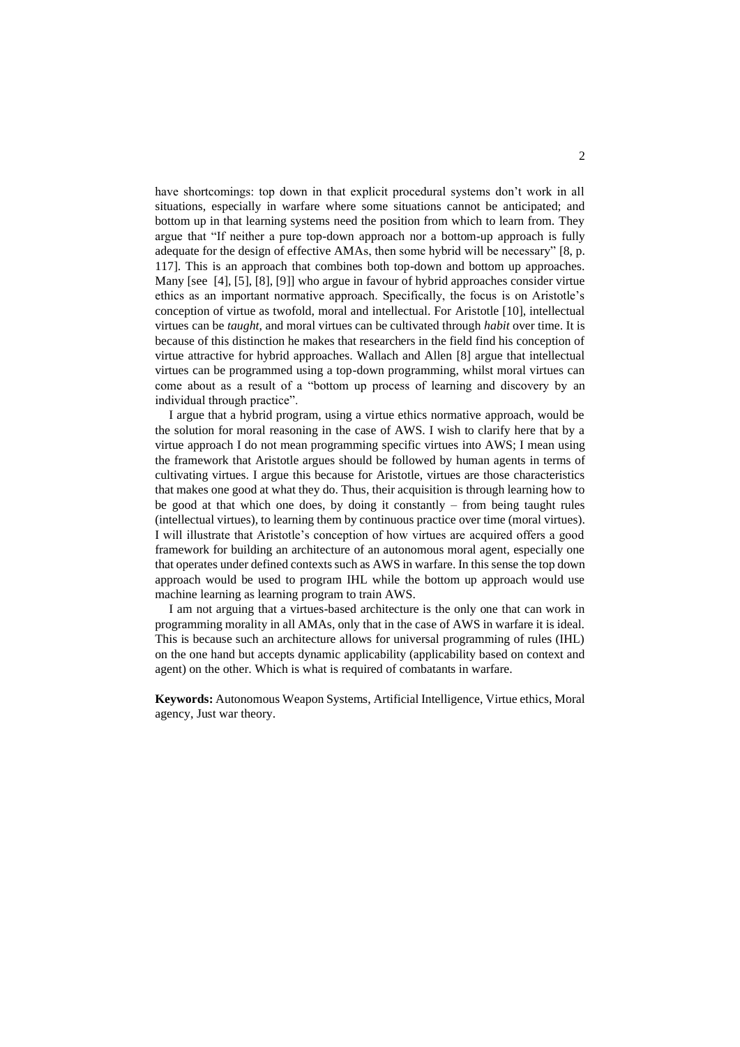have shortcomings: top down in that explicit procedural systems don't work in all situations, especially in warfare where some situations cannot be anticipated; and bottom up in that learning systems need the position from which to learn from. They argue that "If neither a pure top-down approach nor a bottom-up approach is fully adequate for the design of effective AMAs, then some hybrid will be necessary" [8, p. 117]. This is an approach that combines both top-down and bottom up approaches. Many [see [4], [5], [8], [9]] who argue in favour of hybrid approaches consider virtue ethics as an important normative approach. Specifically, the focus is on Aristotle's conception of virtue as twofold, moral and intellectual. For Aristotle [10], intellectual virtues can be *taught*, and moral virtues can be cultivated through *habit* over time. It is because of this distinction he makes that researchers in the field find his conception of virtue attractive for hybrid approaches. Wallach and Allen [8] argue that intellectual virtues can be programmed using a top-down programming, whilst moral virtues can come about as a result of a "bottom up process of learning and discovery by an individual through practice".

I argue that a hybrid program, using a virtue ethics normative approach, would be the solution for moral reasoning in the case of AWS. I wish to clarify here that by a virtue approach I do not mean programming specific virtues into AWS; I mean using the framework that Aristotle argues should be followed by human agents in terms of cultivating virtues. I argue this because for Aristotle, virtues are those characteristics that makes one good at what they do. Thus, their acquisition is through learning how to be good at that which one does, by doing it constantly – from being taught rules (intellectual virtues), to learning them by continuous practice over time (moral virtues). I will illustrate that Aristotle's conception of how virtues are acquired offers a good framework for building an architecture of an autonomous moral agent, especially one that operates under defined contexts such as AWS in warfare. In this sense the top down approach would be used to program IHL while the bottom up approach would use machine learning as learning program to train AWS.

I am not arguing that a virtues-based architecture is the only one that can work in programming morality in all AMAs, only that in the case of AWS in warfare it is ideal. This is because such an architecture allows for universal programming of rules (IHL) on the one hand but accepts dynamic applicability (applicability based on context and agent) on the other. Which is what is required of combatants in warfare.

**Keywords:** Autonomous Weapon Systems, Artificial Intelligence, Virtue ethics, Moral agency, Just war theory.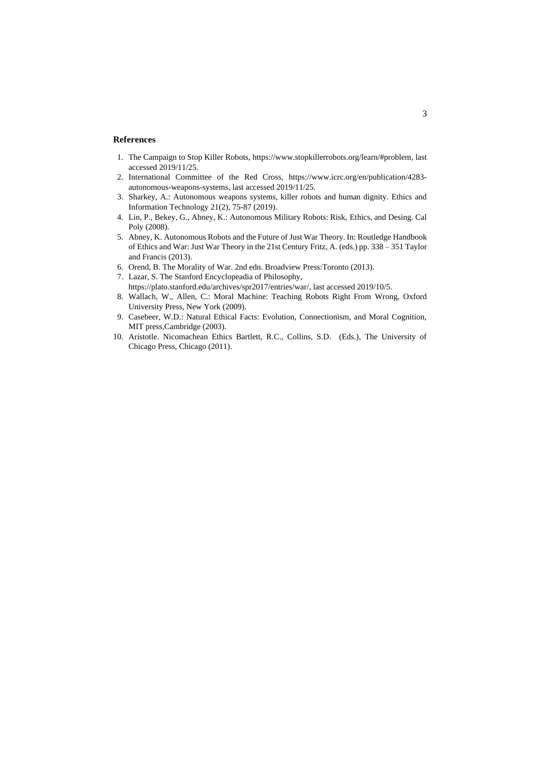## References

1. The Campaign to Stop Killer Robots, https://www.stopkillerrobots.org/learn/#problem, last accessed 2019/11/25.
2. International Committee of the Red Cross, https://www.icrc.org/en/publication/4283-autonomous-weapons-systems, last accessed 2019/11/25.
3. Sharkey, A.: Autonomous weapons systems, killer robots and human dignity. Ethics and Information Technology 21(2), 75-87 (2019).
4. Lin, P., Bekey, G., Abney, K.: Autonomous Military Robots: Risk, Ethics, and Desing. Cal Poly (2008).
5. Abney, K. Autonomous Robots and the Future of Just War Theory. In: Routledge Handbook of Ethics and War: Just War Theory in the 21st Century Fritz, A. (eds.) pp. 338 – 351 Taylor and Francis (2013).
6. Orend, B. The Morality of War. 2nd edn. Broadview Press:Toronto (2013).
7. Lazar, S. The Stanford Encyclopeadia of Philosophy, https://plato.stanford.edu/archives/spr2017/entries/war/, last accessed 2019/10/5.
8. Wallach, W., Allen, C.: Moral Machine: Teaching Robots Right From Wrong, Oxford University Press, New York (2009).
9. Casebeer, W.D.: Natural Ethical Facts: Evolution, Connectionism, and Moral Cognition, MIT press,Cambridge (2003).
10. Aristotle. Nicomachean Ethics Bartlett, R.C., Collins, S.D. (Eds.), The University of Chicago Press, Chicago (2011).